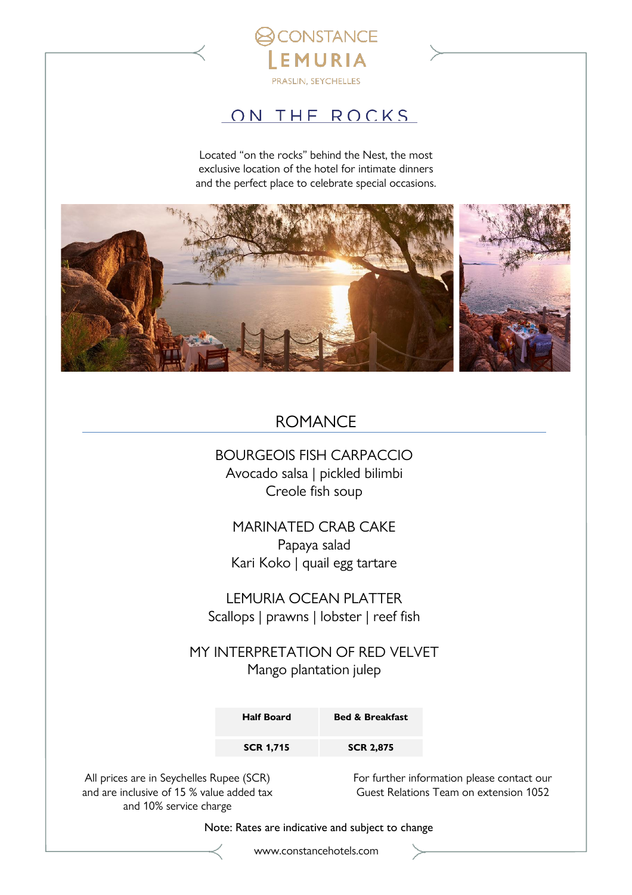CONSTANCE
LEMURIA
PRASLIN, SEYCHELLES

# ON THE ROCKS

Located "on the rocks" behind the Nest, the most exclusive location of the hotel for intimate dinners and the perfect place to celebrate special occasions.

## ROMANCE

BOURGEOIS FISH CARPACCIO
Avocado salsa | pickled bilimbi
Creole fish soup

MARINATED CRAB CAKE
Papaya salad
Kari Koko | quail egg tartare

LEMURIA OCEAN PLATTER
Scallops | prawns | lobster | reef fish

MY INTERPRETATION OF RED VELVET
Mango plantation julep

| Half Board | Bed & Breakfast |
|---|---|
| SCR 1,715 | SCR 2,875 |

All prices are in Seychelles Rupee (SCR) and are inclusive of 15 % value added tax and 10% service charge

For further information please contact our Guest Relations Team on extension 1052

Note: Rates are indicative and subject to change

www.constancehotels.com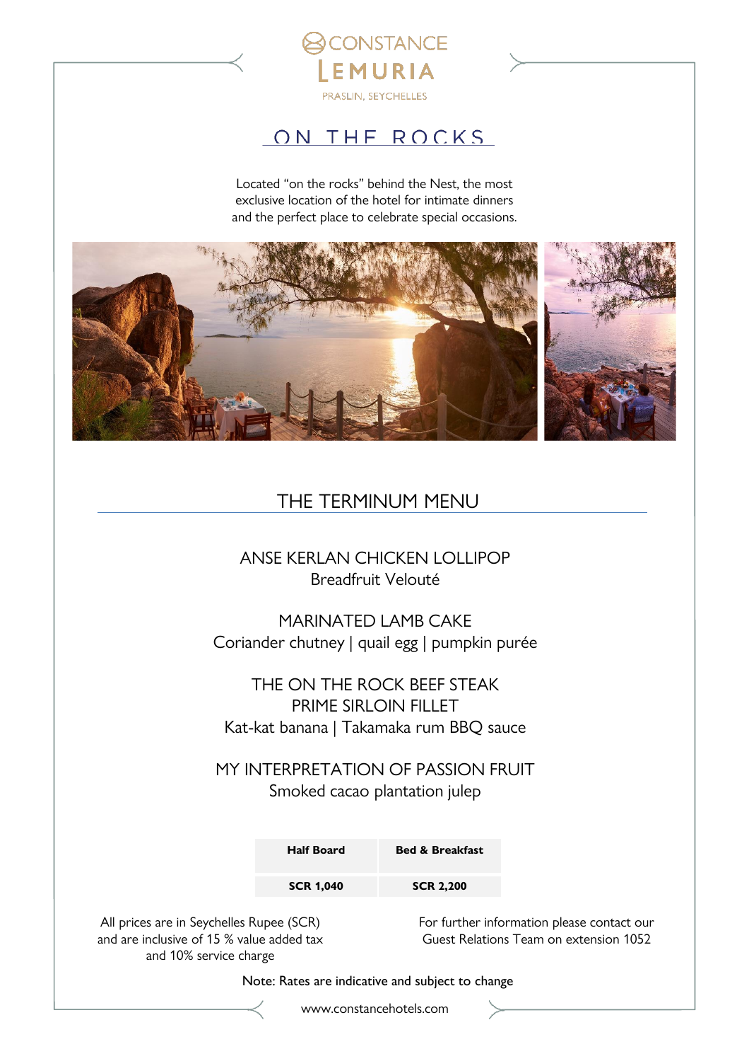CONSTANCE LEMURIA

PRASLIN, SEYCHELLES

# ON THE ROCKS

Located "on the rocks" behind the Nest, the most exclusive location of the hotel for intimate dinners and the perfect place to celebrate special occasions.

## THE TERMINUM MENU

ANSE KERLAN CHICKEN LOLLIPOP
Breadfruit Velouté

MARINATED LAMB CAKE
Coriander chutney | quail egg | pumpkin purée

THE ON THE ROCK BEEF STEAK
PRIME SIRLOIN FILLET
Kat-kat banana | Takamaka rum BBQ sauce

MY INTERPRETATION OF PASSION FRUIT
Smoked cacao plantation julep

| Half Board | Bed & Breakfast |
|---|---|
| SCR 1,040 | SCR 2,200 |

All prices are in Seychelles Rupee (SCR) and are inclusive of 15 % value added tax and 10% service charge

For further information please contact our Guest Relations Team on extension 1052

Note: Rates are indicative and subject to change

www.constancehotels.com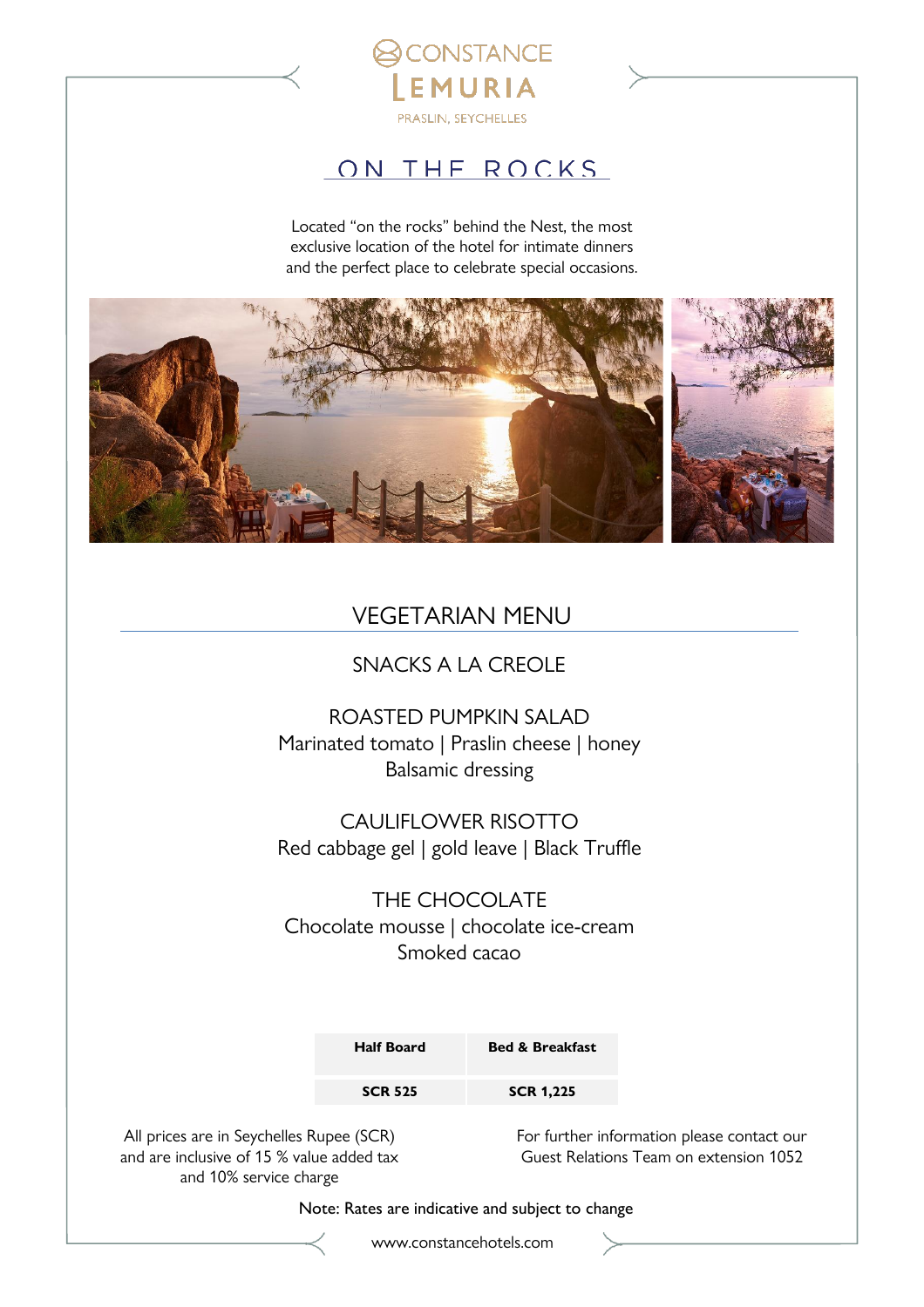CONSTANCE LEMURIA

PRASLIN, SEYCHELLES

# ON THE ROCKS

Located "on the rocks" behind the Nest, the most exclusive location of the hotel for intimate dinners and the perfect place to celebrate special occasions.

## VEGETARIAN MENU

SNACKS A LA CREOLE

ROASTED PUMPKIN SALAD
Marinated tomato | Praslin cheese | honey
Balsamic dressing

CAULIFLOWER RISOTTO
Red cabbage gel | gold leave | Black Truffle

THE CHOCOLATE
Chocolate mousse | chocolate ice-cream
Smoked cacao

| Half Board | Bed & Breakfast |
|---|---|
| SCR 525 | SCR 1,225 |

All prices are in Seychelles Rupee (SCR) and are inclusive of 15 % value added tax and 10% service charge

For further information please contact our Guest Relations Team on extension 1052

Note: Rates are indicative and subject to change

www.constancehotels.com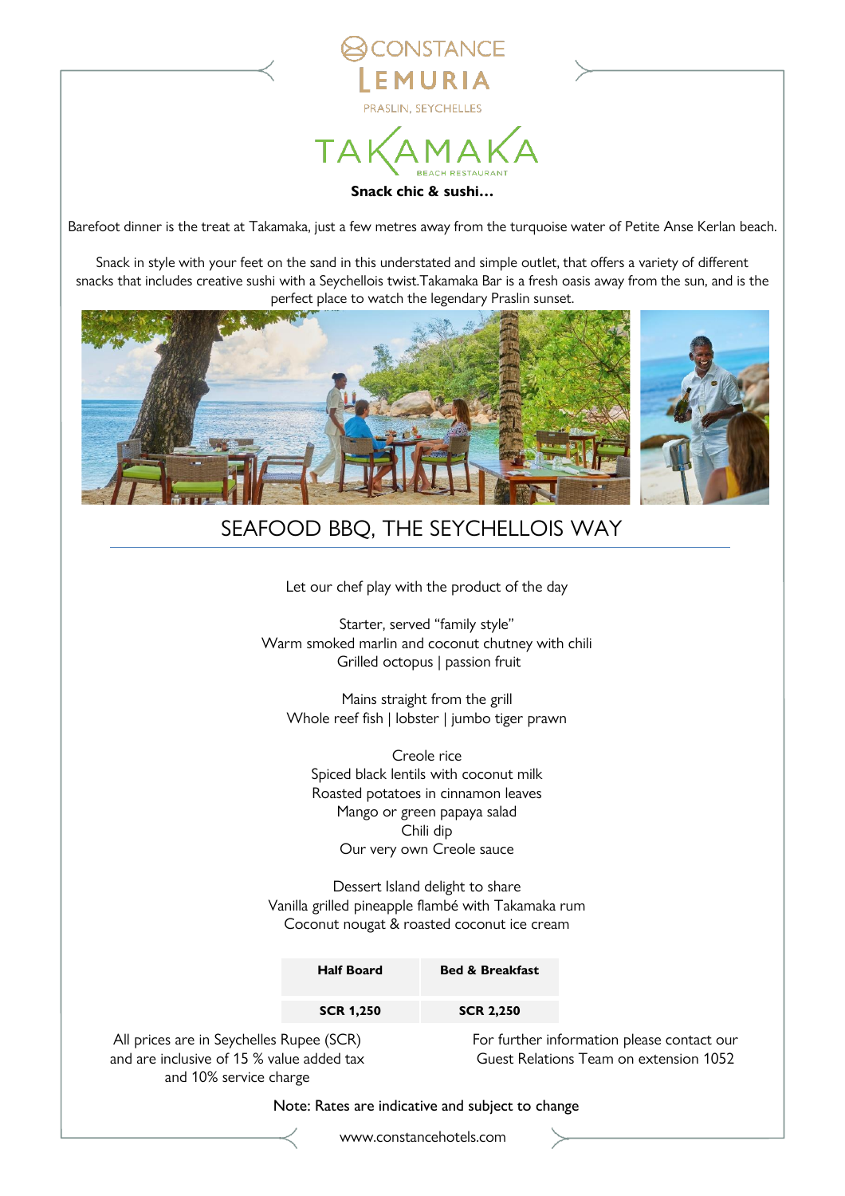CONSTANCE LEMURIA

PRASLIN, SEYCHELLES

# TAKAMAKA

BEACH RESTAURANT

**Snack chic & sushi…**

Barefoot dinner is the treat at Takamaka, just a few metres away from the turquoise water of Petite Anse Kerlan beach.

Snack in style with your feet on the sand in this understated and simple outlet, that offers a variety of different snacks that includes creative sushi with a Seychellois twist.Takamaka Bar is a fresh oasis away from the sun, and is the perfect place to watch the legendary Praslin sunset.

## SEAFOOD BBQ, THE SEYCHELLOIS WAY

Let our chef play with the product of the day

Starter, served "family style"
Warm smoked marlin and coconut chutney with chili
Grilled octopus | passion fruit

Mains straight from the grill
Whole reef fish | lobster | jumbo tiger prawn

Creole rice
Spiced black lentils with coconut milk
Roasted potatoes in cinnamon leaves
Mango or green papaya salad
Chili dip
Our very own Creole sauce

Dessert Island delight to share
Vanilla grilled pineapple flambé with Takamaka rum
Coconut nougat & roasted coconut ice cream

| Half Board | Bed & Breakfast |
|---|---|
| SCR 1,250 | SCR 2,250 |

All prices are in Seychelles Rupee (SCR) and are inclusive of 15 % value added tax and 10% service charge

For further information please contact our Guest Relations Team on extension 1052

Note: Rates are indicative and subject to change

www.constancehotels.com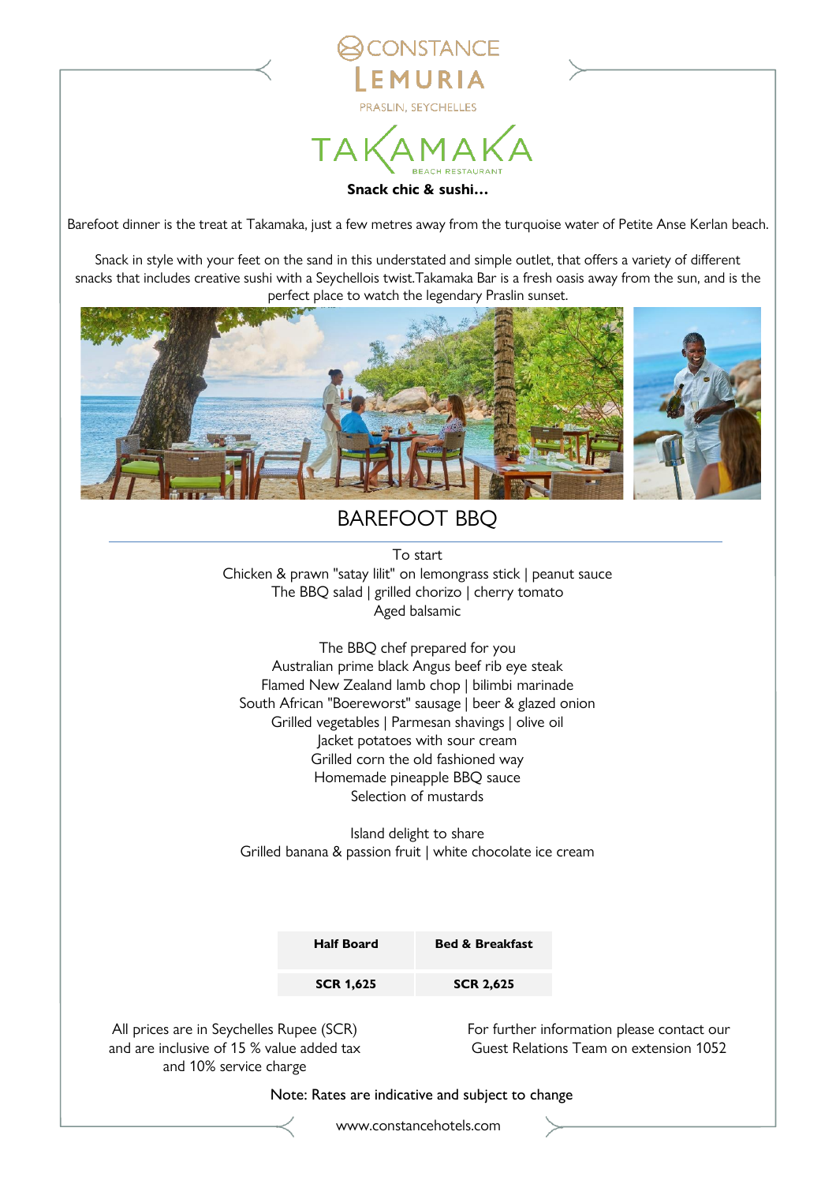CONSTANCE LEMURIA

PRASLIN, SEYCHELLES

# TAKAMAKA

BEACH RESTAURANT

**Snack chic & sushi…**

Barefoot dinner is the treat at Takamaka, just a few metres away from the turquoise water of Petite Anse Kerlan beach.

Snack in style with your feet on the sand in this understated and simple outlet, that offers a variety of different snacks that includes creative sushi with a Seychellois twist.Takamaka Bar is a fresh oasis away from the sun, and is the perfect place to watch the legendary Praslin sunset.

## BAREFOOT BBQ

To start
Chicken & prawn "satay lilit" on lemongrass stick | peanut sauce
The BBQ salad | grilled chorizo | cherry tomato
Aged balsamic

The BBQ chef prepared for you
Australian prime black Angus beef rib eye steak
Flamed New Zealand lamb chop | bilimbi marinade
South African "Boereworst" sausage | beer & glazed onion
Grilled vegetables | Parmesan shavings | olive oil
Jacket potatoes with sour cream
Grilled corn the old fashioned way
Homemade pineapple BBQ sauce
Selection of mustards

Island delight to share
Grilled banana & passion fruit | white chocolate ice cream

| Half Board | Bed & Breakfast |
| --- | --- |
| SCR 1,625 | SCR 2,625 |

All prices are in Seychelles Rupee (SCR) and are inclusive of 15 % value added tax and 10% service charge

For further information please contact our Guest Relations Team on extension 1052

Note: Rates are indicative and subject to change

www.constancehotels.com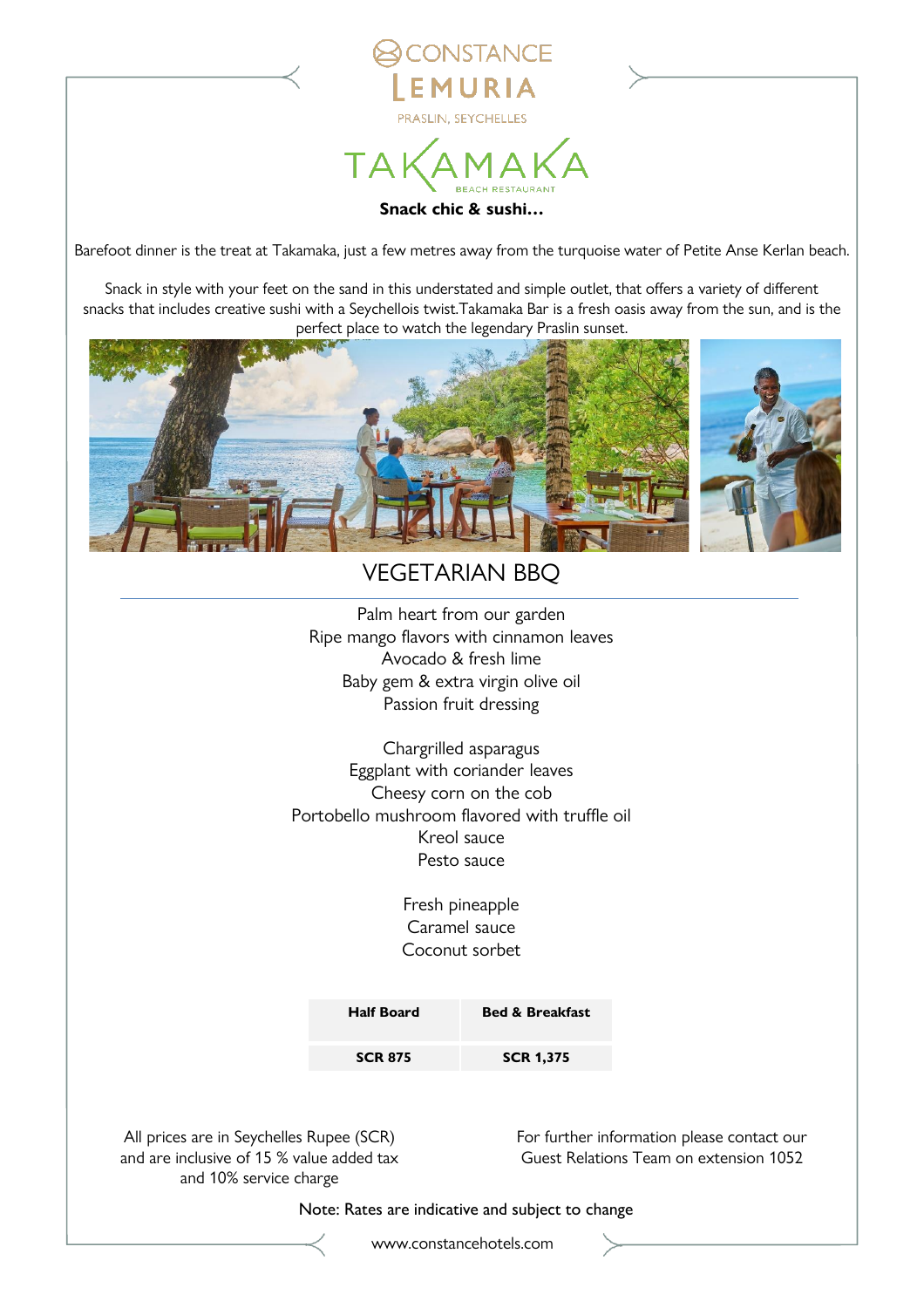CONSTANCE LEMURIA

PRASLIN, SEYCHELLES

# TAKAMAKA

BEACH RESTAURANT

**Snack chic & sushi…**

Barefoot dinner is the treat at Takamaka, just a few metres away from the turquoise water of Petite Anse Kerlan beach.

Snack in style with your feet on the sand in this understated and simple outlet, that offers a variety of different snacks that includes creative sushi with a Seychellois twist.Takamaka Bar is a fresh oasis away from the sun, and is the perfect place to watch the legendary Praslin sunset.

## VEGETARIAN BBQ

Palm heart from our garden
Ripe mango flavors with cinnamon leaves
Avocado & fresh lime
Baby gem & extra virgin olive oil
Passion fruit dressing

Chargrilled asparagus
Eggplant with coriander leaves
Cheesy corn on the cob
Portobello mushroom flavored with truffle oil
Kreol sauce
Pesto sauce

Fresh pineapple
Caramel sauce
Coconut sorbet

| Half Board | Bed & Breakfast |
|---|---|
| SCR 875 | SCR 1,375 |

All prices are in Seychelles Rupee (SCR) and are inclusive of 15 % value added tax and 10% service charge

For further information please contact our Guest Relations Team on extension 1052

Note: Rates are indicative and subject to change

www.constancehotels.com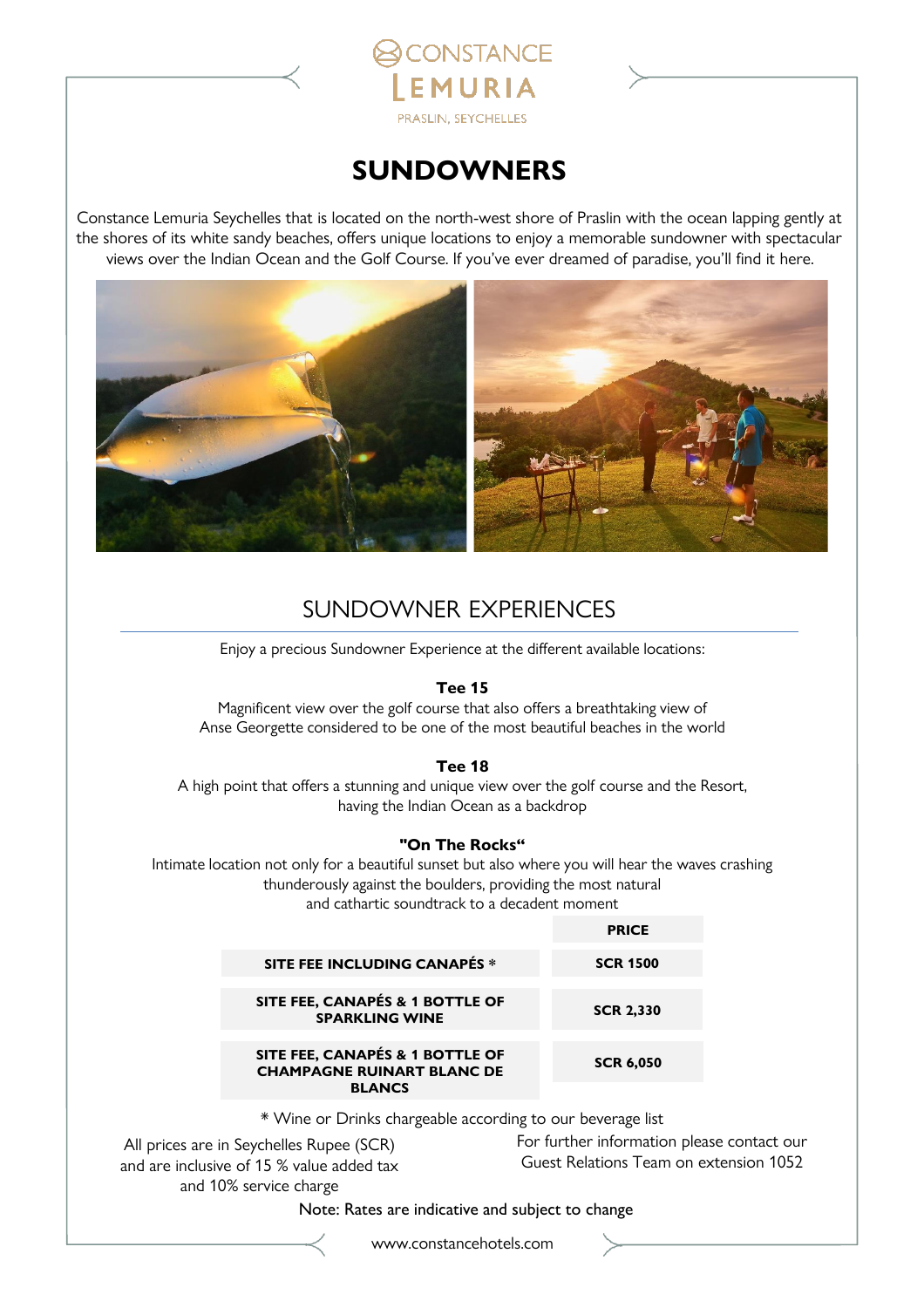CONSTANCE LEMURIA
PRASLIN, SEYCHELLES

# SUNDOWNERS

Constance Lemuria Seychelles that is located on the north-west shore of Praslin with the ocean lapping gently at the shores of its white sandy beaches, offers unique locations to enjoy a memorable sundowner with spectacular views over the Indian Ocean and the Golf Course. If you've ever dreamed of paradise, you'll find it here.

## SUNDOWNER EXPERIENCES

Enjoy a precious Sundowner Experience at the different available locations:

**Tee 15**
Magnificent view over the golf course that also offers a breathtaking view of Anse Georgette considered to be one of the most beautiful beaches in the world

**Tee 18**
A high point that offers a stunning and unique view over the golf course and the Resort, having the Indian Ocean as a backdrop

**"On The Rocks"**
Intimate location not only for a beautiful sunset but also where you will hear the waves crashing thunderously against the boulders, providing the most natural and cathartic soundtrack to a decadent moment

| | PRICE |
|---|---|
| **SITE FEE INCLUDING CANAPÉS *** | **SCR 1500** |
| **SITE FEE, CANAPÉS & 1 BOTTLE OF SPARKLING WINE** | **SCR 2,330** |
| **SITE FEE, CANAPÉS & 1 BOTTLE OF CHAMPAGNE RUINART BLANC DE BLANCS** | **SCR 6,050** |

* Wine or Drinks chargeable according to our beverage list

All prices are in Seychelles Rupee (SCR) and are inclusive of 15 % value added tax and 10% service charge

For further information please contact our Guest Relations Team on extension 1052

Note: Rates are indicative and subject to change

www.constancehotels.com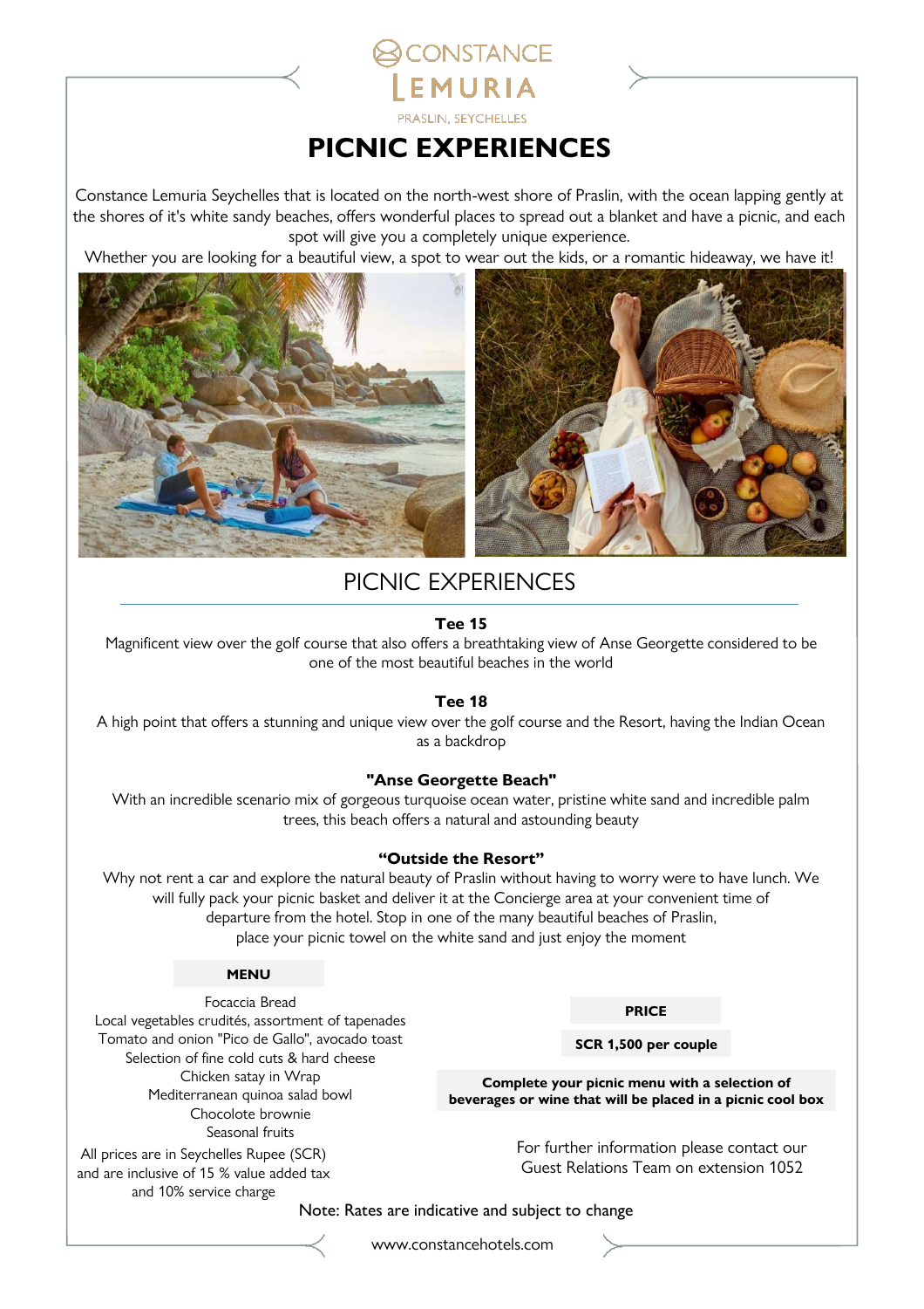CONSTANCE
LEMURIA
PRASLIN, SEYCHELLES

# PICNIC EXPERIENCES

Constance Lemuria Seychelles that is located on the north-west shore of Praslin, with the ocean lapping gently at the shores of it's white sandy beaches, offers wonderful places to spread out a blanket and have a picnic, and each spot will give you a completely unique experience.
Whether you are looking for a beautiful view, a spot to wear out the kids, or a romantic hideaway, we have it!

## PICNIC EXPERIENCES

**Tee 15**
Magnificent view over the golf course that also offers a breathtaking view of Anse Georgette considered to be one of the most beautiful beaches in the world

**Tee 18**
A high point that offers a stunning and unique view over the golf course and the Resort, having the Indian Ocean as a backdrop

**"Anse Georgette Beach"**
With an incredible scenario mix of gorgeous turquoise ocean water, pristine white sand and incredible palm trees, this beach offers a natural and astounding beauty

**"Outside the Resort"**
Why not rent a car and explore the natural beauty of Praslin without having to worry were to have lunch. We will fully pack your picnic basket and deliver it at the Concierge area at your convenient time of departure from the hotel. Stop in one of the many beautiful beaches of Praslin, place your picnic towel on the white sand and just enjoy the moment

**MENU**

Focaccia Bread
Local vegetables crudités, assortment of tapenades
Tomato and onion "Pico de Gallo", avocado toast
Selection of fine cold cuts & hard cheese
Chicken satay in Wrap
Mediterranean quinoa salad bowl
Chocolote brownie
Seasonal fruits

**PRICE**

**SCR 1,500 per couple**

**Complete your picnic menu with a selection of beverages or wine that will be placed in a picnic cool box**

All prices are in Seychelles Rupee (SCR) and are inclusive of 15 % value added tax and 10% service charge

For further information please contact our Guest Relations Team on extension 1052

Note: Rates are indicative and subject to change

www.constancehotels.com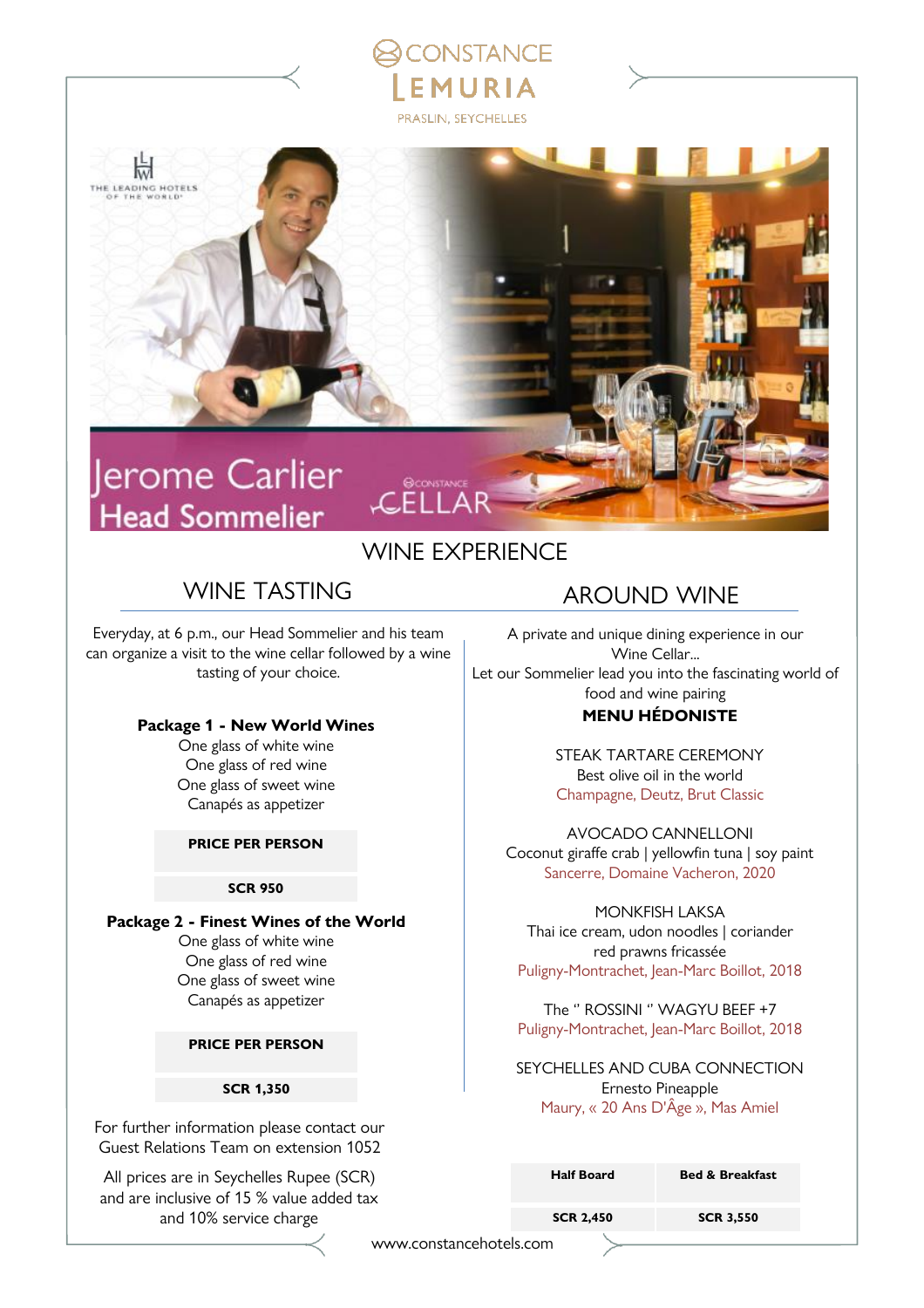CONSTANCE LEMURIA

PRASLIN, SEYCHELLES

Jerome Carlier
Head Sommelier

CONSTANCE CELLAR

# WINE EXPERIENCE

## WINE TASTING

Everyday, at 6 p.m., our Head Sommelier and his team can organize a visit to the wine cellar followed by a wine tasting of your choice.

**Package 1 - New World Wines**

One glass of white wine
One glass of red wine
One glass of sweet wine
Canapés as appetizer

| PRICE PER PERSON |
| --- |
| SCR 950 |

**Package 2 - Finest Wines of the World**

One glass of white wine
One glass of red wine
One glass of sweet wine
Canapés as appetizer

| PRICE PER PERSON |
| --- |
| SCR 1,350 |

For further information please contact our Guest Relations Team on extension 1052

All prices are in Seychelles Rupee (SCR) and are inclusive of 15 % value added tax and 10% service charge

## AROUND WINE

A private and unique dining experience in our Wine Cellar...
Let our Sommelier lead you into the fascinating world of food and wine pairing

**MENU HÉDONISTE**

STEAK TARTARE CEREMONY
Best olive oil in the world
Champagne, Deutz, Brut Classic

AVOCADO CANNELLONI
Coconut giraffe crab | yellowfin tuna | soy paint
Sancerre, Domaine Vacheron, 2020

MONKFISH LAKSA
Thai ice cream, udon noodles | coriander
red prawns fricassée
Puligny-Montrachet, Jean-Marc Boillot, 2018

The " ROSSINI " WAGYU BEEF +7
Puligny-Montrachet, Jean-Marc Boillot, 2018

SEYCHELLES AND CUBA CONNECTION
Ernesto Pineapple
Maury, « 20 Ans D'Âge », Mas Amiel

| Half Board | Bed & Breakfast |
| --- | --- |
| SCR 2,450 | SCR 3,550 |

www.constancehotels.com